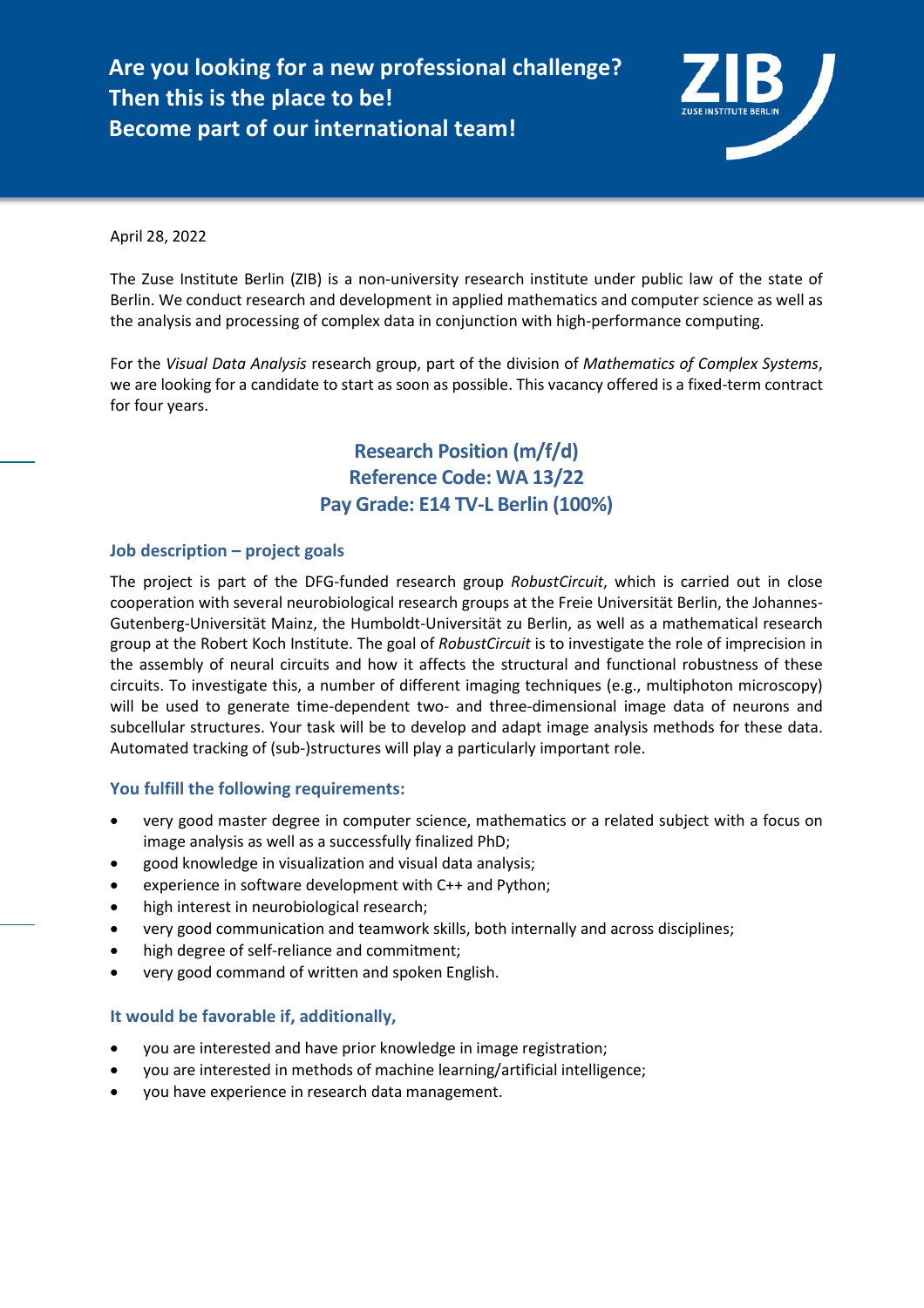**Are you looking for a new professional challenge?**
**Then this is the place to be!**
**Become part of our international team!**

ZIB ZUSE INSTITUTE BERLIN

April 28, 2022

The Zuse Institute Berlin (ZIB) is a non-university research institute under public law of the state of Berlin. We conduct research and development in applied mathematics and computer science as well as the analysis and processing of complex data in conjunction with high-performance computing.

For the *Visual Data Analysis* research group, part of the division of *Mathematics of Complex Systems*, we are looking for a candidate to start as soon as possible. This vacancy offered is a fixed-term contract for four years.

## Research Position (m/f/d)
## Reference Code: WA 13/22
## Pay Grade: E14 TV-L Berlin (100%)

### Job description – project goals

The project is part of the DFG-funded research group *RobustCircuit*, which is carried out in close cooperation with several neurobiological research groups at the Freie Universität Berlin, the Johannes-Gutenberg-Universität Mainz, the Humboldt-Universität zu Berlin, as well as a mathematical research group at the Robert Koch Institute. The goal of *RobustCircuit* is to investigate the role of imprecision in the assembly of neural circuits and how it affects the structural and functional robustness of these circuits. To investigate this, a number of different imaging techniques (e.g., multiphoton microscopy) will be used to generate time-dependent two- and three-dimensional image data of neurons and subcellular structures. Your task will be to develop and adapt image analysis methods for these data. Automated tracking of (sub-)structures will play a particularly important role.

### You fulfill the following requirements:

- very good master degree in computer science, mathematics or a related subject with a focus on image analysis as well as a successfully finalized PhD;
- good knowledge in visualization and visual data analysis;
- experience in software development with C++ and Python;
- high interest in neurobiological research;
- very good communication and teamwork skills, both internally and across disciplines;
- high degree of self-reliance and commitment;
- very good command of written and spoken English.

### It would be favorable if, additionally,

- you are interested and have prior knowledge in image registration;
- you are interested in methods of machine learning/artificial intelligence;
- you have experience in research data management.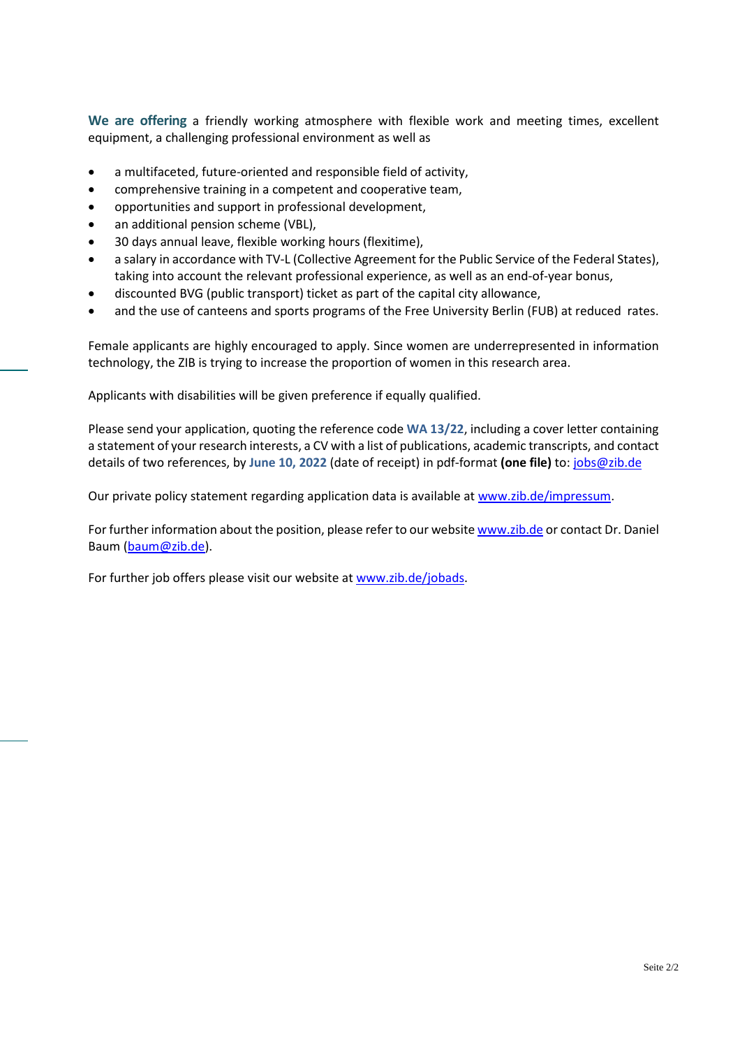**We are offering** a friendly working atmosphere with flexible work and meeting times, excellent equipment, a challenging professional environment as well as

- a multifaceted, future-oriented and responsible field of activity,
- comprehensive training in a competent and cooperative team,
- opportunities and support in professional development,
- an additional pension scheme (VBL),
- 30 days annual leave, flexible working hours (flexitime),
- a salary in accordance with TV-L (Collective Agreement for the Public Service of the Federal States), taking into account the relevant professional experience, as well as an end-of-year bonus,
- discounted BVG (public transport) ticket as part of the capital city allowance,
- and the use of canteens and sports programs of the Free University Berlin (FUB) at reduced rates.

Female applicants are highly encouraged to apply. Since women are underrepresented in information technology, the ZIB is trying to increase the proportion of women in this research area.

Applicants with disabilities will be given preference if equally qualified.

Please send your application, quoting the reference code **WA 13/22**, including a cover letter containing a statement of your research interests, a CV with a list of publications, academic transcripts, and contact details of two references, by **June 10, 2022** (date of receipt) in pdf-format **(one file)** to: jobs@zib.de

Our private policy statement regarding application data is available at www.zib.de/impressum.

For further information about the position, please refer to our website www.zib.de or contact Dr. Daniel Baum (baum@zib.de).

For further job offers please visit our website at www.zib.de/jobads.